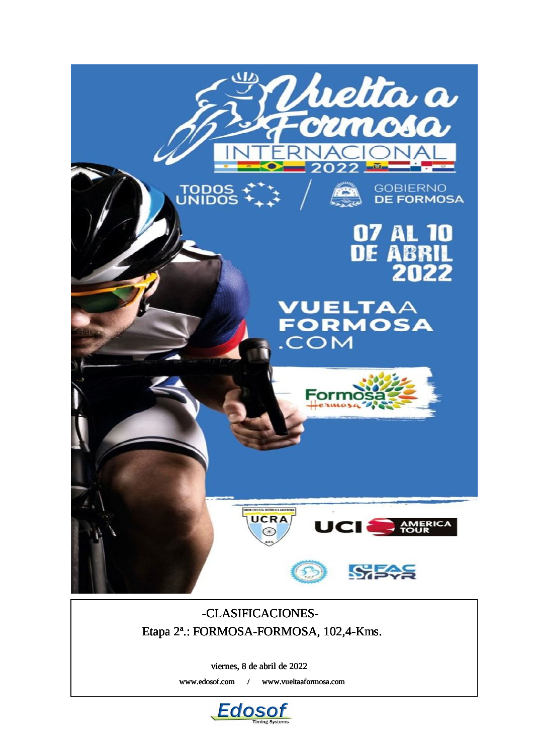# Vuelta a Formosa INTERNACIONAL 2022

TODOS UNIDOS / GOBIERNO DE FORMOSA

07 AL 10 DE ABRIL 2022

VUELTAA FORMOSA .COM

Formosa Hermosa

UCRA — UCI AMERICA TOUR — FAC PYR

-CLASIFICACIONES-

Etapa 2ª.: FORMOSA-FORMOSA, 102,4-Kms.

viernes, 8 de abril de 2022

www.edosof.com / www.vueltaaformosa.com

Edosof Timing Systems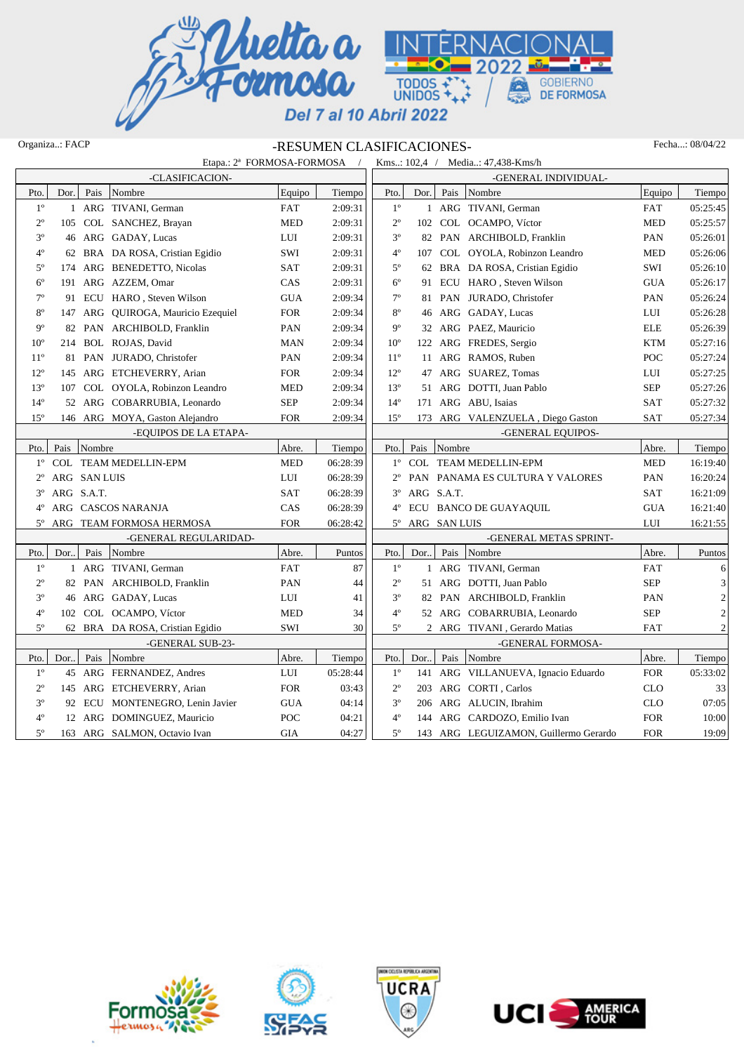Organiza..: FACP

## -RESUMEN CLASIFICACIONES-

Fecha...: 08/04/22

Etapa.: 2ª FORMOSA-FORMOSA / Kms..: 102,4 / Media..: 47,438-Kms/h

### -CLASIFICACION-

| Pto. | Dor. | Pais | Nombre | Equipo | Tiempo |
|---|---|---|---|---|---|
| 1º | 1 | ARG | TIVANI, German | FAT | 2:09:31 |
| 2º | 105 | COL | SANCHEZ, Brayan | MED | 2:09:31 |
| 3º | 46 | ARG | GADAY, Lucas | LUI | 2:09:31 |
| 4º | 62 | BRA | DA ROSA, Cristian Egidio | SWI | 2:09:31 |
| 5º | 174 | ARG | BENEDETTO, Nicolas | SAT | 2:09:31 |
| 6º | 191 | ARG | AZZEM, Omar | CAS | 2:09:31 |
| 7º | 91 | ECU | HARO , Steven Wilson | GUA | 2:09:34 |
| 8º | 147 | ARG | QUIROGA, Mauricio Ezequiel | FOR | 2:09:34 |
| 9º | 82 | PAN | ARCHIBOLD, Franklin | PAN | 2:09:34 |
| 10º | 214 | BOL | ROJAS, David | MAN | 2:09:34 |
| 11º | 81 | PAN | JURADO, Christofer | PAN | 2:09:34 |
| 12º | 145 | ARG | ETCHEVERRY, Arian | FOR | 2:09:34 |
| 13º | 107 | COL | OYOLA, Robinzon Leandro | MED | 2:09:34 |
| 14º | 52 | ARG | COBARRUBIA, Leonardo | SEP | 2:09:34 |
| 15º | 146 | ARG | MOYA, Gaston Alejandro | FOR | 2:09:34 |

### -GENERAL INDIVIDUAL-

| Pto. | Dor. | Pais | Nombre | Equipo | Tiempo |
|---|---|---|---|---|---|
| 1º | 1 | ARG | TIVANI, German | FAT | 05:25:45 |
| 2º | 102 | COL | OCAMPO, Víctor | MED | 05:25:57 |
| 3º | 82 | PAN | ARCHIBOLD, Franklin | PAN | 05:26:01 |
| 4º | 107 | COL | OYOLA, Robinzon Leandro | MED | 05:26:06 |
| 5º | 62 | BRA | DA ROSA, Cristian Egidio | SWI | 05:26:10 |
| 6º | 91 | ECU | HARO , Steven Wilson | GUA | 05:26:17 |
| 7º | 81 | PAN | JURADO, Christofer | PAN | 05:26:24 |
| 8º | 46 | ARG | GADAY, Lucas | LUI | 05:26:28 |
| 9º | 32 | ARG | PAEZ, Mauricio | ELE | 05:26:39 |
| 10º | 122 | ARG | FREDES, Sergio | KTM | 05:27:16 |
| 11º | 11 | ARG | RAMOS, Ruben | POC | 05:27:24 |
| 12º | 47 | ARG | SUAREZ, Tomas | LUI | 05:27:25 |
| 13º | 51 | ARG | DOTTI, Juan Pablo | SEP | 05:27:26 |
| 14º | 171 | ARG | ABU, Isaias | SAT | 05:27:32 |
| 15º | 173 | ARG | VALENZUELA , Diego Gaston | SAT | 05:27:34 |

### -EQUIPOS DE LA ETAPA-

| Pto. | Pais | Nombre | Abre. | Tiempo |
|---|---|---|---|---|
| 1º | COL | TEAM MEDELLIN-EPM | MED | 06:28:39 |
| 2º | ARG | SAN LUIS | LUI | 06:28:39 |
| 3º | ARG | S.A.T. | SAT | 06:28:39 |
| 4º | ARG | CASCOS NARANJA | CAS | 06:28:39 |
| 5º | ARG | TEAM FORMOSA HERMOSA | FOR | 06:28:42 |

### -GENERAL EQUIPOS-

| Pto. | Pais | Nombre | Abre. | Tiempo |
|---|---|---|---|---|
| 1º | COL | TEAM MEDELLIN-EPM | MED | 16:19:40 |
| 2º | PAN | PANAMA ES CULTURA Y VALORES | PAN | 16:20:24 |
| 3º | ARG | S.A.T. | SAT | 16:21:09 |
| 4º | ECU | BANCO DE GUAYAQUIL | GUA | 16:21:40 |
| 5º | ARG | SAN LUIS | LUI | 16:21:55 |

### -GENERAL REGULARIDAD-

| Pto. | Dor.. | Pais | Nombre | Abre. | Puntos |
|---|---|---|---|---|---|
| 1º | 1 | ARG | TIVANI, German | FAT | 87 |
| 2º | 82 | PAN | ARCHIBOLD, Franklin | PAN | 44 |
| 3º | 46 | ARG | GADAY, Lucas | LUI | 41 |
| 4º | 102 | COL | OCAMPO, Víctor | MED | 34 |
| 5º | 62 | BRA | DA ROSA, Cristian Egidio | SWI | 30 |

### -GENERAL METAS SPRINT-

| Pto. | Dor.. | Pais | Nombre | Abre. | Puntos |
|---|---|---|---|---|---|
| 1º | 1 | ARG | TIVANI, German | FAT | 6 |
| 2º | 51 | ARG | DOTTI, Juan Pablo | SEP | 3 |
| 3º | 82 | PAN | ARCHIBOLD, Franklin | PAN | 2 |
| 4º | 52 | ARG | COBARRUBIA, Leonardo | SEP | 2 |
| 5º | 2 | ARG | TIVANI , Gerardo Matias | FAT | 2 |

### -GENERAL SUB-23-

| Pto. | Dor.. | Pais | Nombre | Abre. | Tiempo |
|---|---|---|---|---|---|
| 1º | 45 | ARG | FERNANDEZ, Andres | LUI | 05:28:44 |
| 2º | 145 | ARG | ETCHEVERRY, Arian | FOR | 03:43 |
| 3º | 92 | ECU | MONTENEGRO, Lenin Javier | GUA | 04:14 |
| 4º | 12 | ARG | DOMINGUEZ, Mauricio | POC | 04:21 |
| 5º | 163 | ARG | SALMON, Octavio Ivan | GIA | 04:27 |

### -GENERAL FORMOSA-

| Pto. | Dor.. | Pais | Nombre | Abre. | Tiempo |
|---|---|---|---|---|---|
| 1º | 141 | ARG | VILLANUEVA, Ignacio Eduardo | FOR | 05:33:02 |
| 2º | 203 | ARG | CORTI , Carlos | CLO | 33 |
| 3º | 206 | ARG | ALUCIN, Ibrahim | CLO | 07:05 |
| 4º | 144 | ARG | CARDOZO, Emilio Ivan | FOR | 10:00 |
| 5º | 143 | ARG | LEGUIZAMON, Guillermo Gerardo | FOR | 19:09 |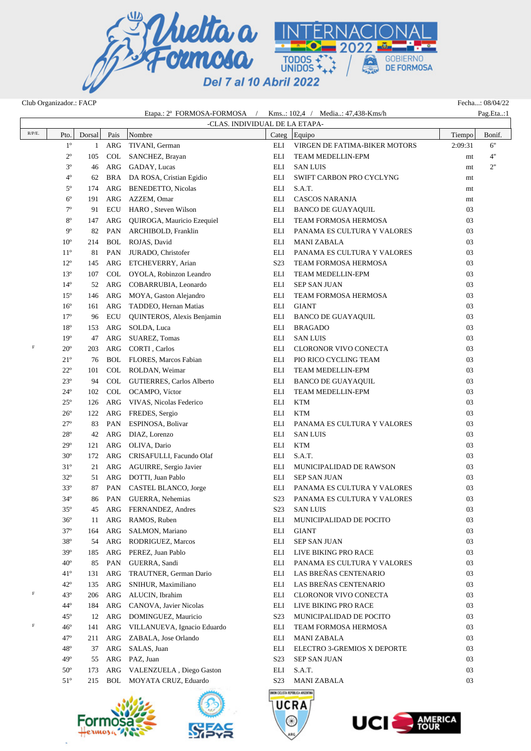Club Organizador.: FACP

Fecha...: 08/04/22

Etapa.: 2ª FORMOSA-FORMOSA / Kms..: 102,4 / Media..: 47,438-Kms/h

Pag.Eta..:1

-CLAS. INDIVIDUAL DE LA ETAPA-

| R/P/E. | Pto. | Dorsal | Pais | Nombre | Categ | Equipo | Tiempo | Bonif. |
|---|---|---|---|---|---|---|---|---|
| | 1º | 1 | ARG | TIVANI, German | ELI | VIRGEN DE FATIMA-BIKER MOTORS | 2:09:31 | 6" |
| | 2º | 105 | COL | SANCHEZ, Brayan | ELI | TEAM MEDELLIN-EPM | mt | 4" |
| | 3º | 46 | ARG | GADAY, Lucas | ELI | SAN LUIS | mt | 2" |
| | 4º | 62 | BRA | DA ROSA, Cristian Egidio | ELI | SWIFT CARBON PRO CYCLYNG | mt | |
| | 5º | 174 | ARG | BENEDETTO, Nicolas | ELI | S.A.T. | mt | |
| | 6º | 191 | ARG | AZZEM, Omar | ELI | CASCOS NARANJA | mt | |
| | 7º | 91 | ECU | HARO , Steven Wilson | ELI | BANCO DE GUAYAQUIL | 03 | |
| | 8º | 147 | ARG | QUIROGA, Mauricio Ezequiel | ELI | TEAM FORMOSA HERMOSA | 03 | |
| | 9º | 82 | PAN | ARCHIBOLD, Franklin | ELI | PANAMA ES CULTURA Y VALORES | 03 | |
| | 10º | 214 | BOL | ROJAS, David | ELI | MANI ZABALA | 03 | |
| | 11º | 81 | PAN | JURADO, Christofer | ELI | PANAMA ES CULTURA Y VALORES | 03 | |
| | 12º | 145 | ARG | ETCHEVERRY, Arian | S23 | TEAM FORMOSA HERMOSA | 03 | |
| | 13º | 107 | COL | OYOLA, Robinzon Leandro | ELI | TEAM MEDELLIN-EPM | 03 | |
| | 14º | 52 | ARG | COBARRUBIA, Leonardo | ELI | SEP SAN JUAN | 03 | |
| | 15º | 146 | ARG | MOYA, Gaston Alejandro | ELI | TEAM FORMOSA HERMOSA | 03 | |
| | 16º | 161 | ARG | TADDEO, Hernan Matias | ELI | GIANT | 03 | |
| | 17º | 96 | ECU | QUINTEROS, Alexis Benjamin | ELI | BANCO DE GUAYAQUIL | 03 | |
| | 18º | 153 | ARG | SOLDA, Luca | ELI | BRAGADO | 03 | |
| | 19º | 47 | ARG | SUAREZ, Tomas | ELI | SAN LUIS | 03 | |
| F | 20º | 203 | ARG | CORTI , Carlos | ELI | CLORONOR VIVO CONECTA | 03 | |
| | 21º | 76 | BOL | FLORES, Marcos Fabian | ELI | PIO RICO CYCLING TEAM | 03 | |
| | 22º | 101 | COL | ROLDAN, Weimar | ELI | TEAM MEDELLIN-EPM | 03 | |
| | 23º | 94 | COL | GUTIERRES, Carlos Alberto | ELI | BANCO DE GUAYAQUIL | 03 | |
| | 24º | 102 | COL | OCAMPO, Víctor | ELI | TEAM MEDELLIN-EPM | 03 | |
| | 25º | 126 | ARG | VIVAS, Nicolas Federico | ELI | KTM | 03 | |
| | 26º | 122 | ARG | FREDES, Sergio | ELI | KTM | 03 | |
| | 27º | 83 | PAN | ESPINOSA, Bolivar | ELI | PANAMA ES CULTURA Y VALORES | 03 | |
| | 28º | 42 | ARG | DIAZ, Lorenzo | ELI | SAN LUIS | 03 | |
| | 29º | 121 | ARG | OLIVA, Dario | ELI | KTM | 03 | |
| | 30º | 172 | ARG | CRISAFULLI, Facundo Olaf | ELI | S.A.T. | 03 | |
| | 31º | 21 | ARG | AGUIRRE, Sergio Javier | ELI | MUNICIPALIDAD DE RAWSON | 03 | |
| | 32º | 51 | ARG | DOTTI, Juan Pablo | ELI | SEP SAN JUAN | 03 | |
| | 33º | 87 | PAN | CASTEL BLANCO, Jorge | ELI | PANAMA ES CULTURA Y VALORES | 03 | |
| | 34º | 86 | PAN | GUERRA, Nehemias | S23 | PANAMA ES CULTURA Y VALORES | 03 | |
| | 35º | 45 | ARG | FERNANDEZ, Andres | S23 | SAN LUIS | 03 | |
| | 36º | 11 | ARG | RAMOS, Ruben | ELI | MUNICIPALIDAD DE POCITO | 03 | |
| | 37º | 164 | ARG | SALMON, Mariano | ELI | GIANT | 03 | |
| | 38º | 54 | ARG | RODRIGUEZ, Marcos | ELI | SEP SAN JUAN | 03 | |
| | 39º | 185 | ARG | PEREZ, Juan Pablo | ELI | LIVE BIKING PRO RACE | 03 | |
| | 40º | 85 | PAN | GUERRA, Sandi | ELI | PANAMA ES CULTURA Y VALORES | 03 | |
| | 41º | 131 | ARG | TRAUTNER, German Dario | ELI | LAS BREÑAS CENTENARIO | 03 | |
| | 42º | 135 | ARG | SNIHUR, Maximiliano | ELI | LAS BREÑAS CENTENARIO | 03 | |
| F | 43º | 206 | ARG | ALUCIN, Ibrahim | ELI | CLORONOR VIVO CONECTA | 03 | |
| | 44º | 184 | ARG | CANOVA, Javier Nicolas | ELI | LIVE BIKING PRO RACE | 03 | |
| | 45º | 12 | ARG | DOMINGUEZ, Mauricio | S23 | MUNICIPALIDAD DE POCITO | 03 | |
| F | 46º | 141 | ARG | VILLANUEVA, Ignacio Eduardo | ELI | TEAM FORMOSA HERMOSA | 03 | |
| | 47º | 211 | ARG | ZABALA, Jose Orlando | ELI | MANI ZABALA | 03 | |
| | 48º | 37 | ARG | SALAS, Juan | ELI | ELECTRO 3-GREMIOS X DEPORTE | 03 | |
| | 49º | 55 | ARG | PAZ, Juan | S23 | SEP SAN JUAN | 03 | |
| | 50º | 173 | ARG | VALENZUELA , Diego Gaston | ELI | S.A.T. | 03 | |
| | 51º | 215 | BOL | MOYATA CRUZ, Eduardo | S23 | MANI ZABALA | 03 | |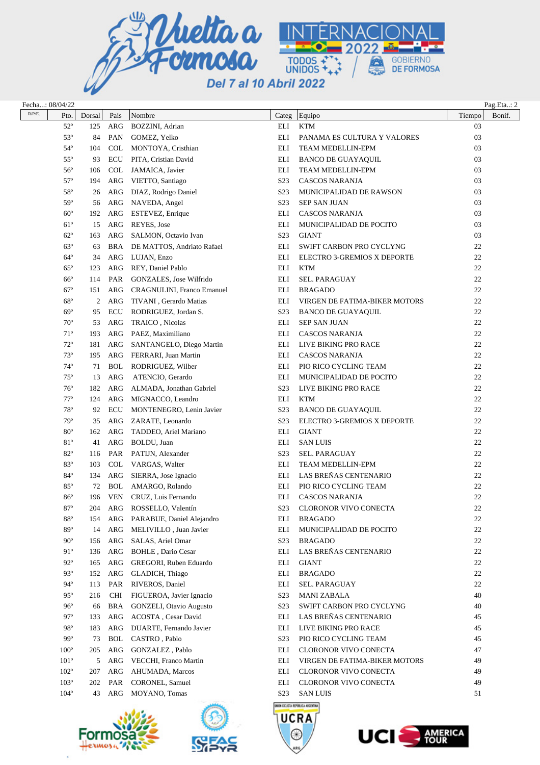Fecha...: 08/04/22

Pag.Eta..: 2

| R/P/E. | Pto. | Dorsal | Pais | Nombre | Categ | Equipo | Tiempo | Bonif. |
|---|---|---|---|---|---|---|---|---|
| | 52º | 125 | ARG | BOZZINI, Adrian | ELI | KTM | 03 | |
| | 53º | 84 | PAN | GOMEZ, Yelko | ELI | PANAMA ES CULTURA Y VALORES | 03 | |
| | 54º | 104 | COL | MONTOYA, Cristhian | ELI | TEAM MEDELLIN-EPM | 03 | |
| | 55º | 93 | ECU | PITA, Cristian David | ELI | BANCO DE GUAYAQUIL | 03 | |
| | 56º | 106 | COL | JAMAICA, Javier | ELI | TEAM MEDELLIN-EPM | 03 | |
| | 57º | 194 | ARG | VIETTO, Santiago | S23 | CASCOS NARANJA | 03 | |
| | 58º | 26 | ARG | DIAZ, Rodrigo Daniel | S23 | MUNICIPALIDAD DE RAWSON | 03 | |
| | 59º | 56 | ARG | NAVEDA, Angel | S23 | SEP SAN JUAN | 03 | |
| | 60º | 192 | ARG | ESTEVEZ, Enrique | ELI | CASCOS NARANJA | 03 | |
| | 61º | 15 | ARG | REYES, Jose | ELI | MUNICIPALIDAD DE POCITO | 03 | |
| | 62º | 163 | ARG | SALMON, Octavio Ivan | S23 | GIANT | 03 | |
| | 63º | 63 | BRA | DE MATTOS, Andriato Rafael | ELI | SWIFT CARBON PRO CYCLYNG | 22 | |
| | 64º | 34 | ARG | LUJAN, Enzo | ELI | ELECTRO 3-GREMIOS X DEPORTE | 22 | |
| | 65º | 123 | ARG | REY, Daniel Pablo | ELI | KTM | 22 | |
| | 66º | 114 | PAR | GONZALES, Jose Wilfrido | ELI | SEL. PARAGUAY | 22 | |
| | 67º | 151 | ARG | CRAGNULINI, Franco Emanuel | ELI | BRAGADO | 22 | |
| | 68º | 2 | ARG | TIVANI , Gerardo Matias | ELI | VIRGEN DE FATIMA-BIKER MOTORS | 22 | |
| | 69º | 95 | ECU | RODRIGUEZ, Jordan S. | S23 | BANCO DE GUAYAQUIL | 22 | |
| | 70º | 53 | ARG | TRAICO , Nicolas | ELI | SEP SAN JUAN | 22 | |
| | 71º | 193 | ARG | PAEZ, Maximiliano | ELI | CASCOS NARANJA | 22 | |
| | 72º | 181 | ARG | SANTANGELO, Diego Martin | ELI | LIVE BIKING PRO RACE | 22 | |
| | 73º | 195 | ARG | FERRARI, Juan Martin | ELI | CASCOS NARANJA | 22 | |
| | 74º | 71 | BOL | RODRIGUEZ, Wilber | ELI | PIO RICO CYCLING TEAM | 22 | |
| | 75º | 13 | ARG | ATENCIO, Gerardo | ELI | MUNICIPALIDAD DE POCITO | 22 | |
| | 76º | 182 | ARG | ALMADA, Jonathan Gabriel | S23 | LIVE BIKING PRO RACE | 22 | |
| | 77º | 124 | ARG | MIGNACCO, Leandro | ELI | KTM | 22 | |
| | 78º | 92 | ECU | MONTENEGRO, Lenin Javier | S23 | BANCO DE GUAYAQUIL | 22 | |
| | 79º | 35 | ARG | ZARATE, Leonardo | S23 | ELECTRO 3-GREMIOS X DEPORTE | 22 | |
| | 80º | 162 | ARG | TADDEO, Ariel Mariano | ELI | GIANT | 22 | |
| | 81º | 41 | ARG | BOLDU, Juan | ELI | SAN LUIS | 22 | |
| | 82º | 116 | PAR | PATIJN, Alexander | S23 | SEL. PARAGUAY | 22 | |
| | 83º | 103 | COL | VARGAS, Walter | ELI | TEAM MEDELLIN-EPM | 22 | |
| | 84º | 134 | ARG | SIERRA, Jose Ignacio | ELI | LAS BREÑAS CENTENARIO | 22 | |
| | 85º | 72 | BOL | AMARGO, Rolando | ELI | PIO RICO CYCLING TEAM | 22 | |
| | 86º | 196 | VEN | CRUZ, Luis Fernando | ELI | CASCOS NARANJA | 22 | |
| | 87º | 204 | ARG | ROSSELLO, Valentín | S23 | CLORONOR VIVO CONECTA | 22 | |
| | 88º | 154 | ARG | PARABUE, Daniel Alejandro | ELI | BRAGADO | 22 | |
| | 89º | 14 | ARG | MELIVILLO , Juan Javier | ELI | MUNICIPALIDAD DE POCITO | 22 | |
| | 90º | 156 | ARG | SALAS, Ariel Omar | S23 | BRAGADO | 22 | |
| | 91º | 136 | ARG | BOHLE , Dario Cesar | ELI | LAS BREÑAS CENTENARIO | 22 | |
| | 92º | 165 | ARG | GREGORI, Ruben Eduardo | ELI | GIANT | 22 | |
| | 93º | 152 | ARG | GLADICH, Thiago | ELI | BRAGADO | 22 | |
| | 94º | 113 | PAR | RIVEROS, Daniel | ELI | SEL. PARAGUAY | 22 | |
| | 95º | 216 | CHI | FIGUEROA, Javier Ignacio | S23 | MANI ZABALA | 40 | |
| | 96º | 66 | BRA | GONZELI, Otavio Augusto | S23 | SWIFT CARBON PRO CYCLYNG | 40 | |
| | 97º | 133 | ARG | ACOSTA , Cesar David | ELI | LAS BREÑAS CENTENARIO | 45 | |
| | 98º | 183 | ARG | DUARTE, Fernando Javier | ELI | LIVE BIKING PRO RACE | 45 | |
| | 99º | 73 | BOL | CASTRO , Pablo | S23 | PIO RICO CYCLING TEAM | 45 | |
| | 100º | 205 | ARG | GONZALEZ , Pablo | ELI | CLORONOR VIVO CONECTA | 47 | |
| | 101º | 5 | ARG | VECCHI, Franco Martin | ELI | VIRGEN DE FATIMA-BIKER MOTORS | 49 | |
| | 102º | 207 | ARG | AHUMADA, Marcos | ELI | CLORONOR VIVO CONECTA | 49 | |
| | 103º | 202 | PAR | CORONEL, Samuel | ELI | CLORONOR VIVO CONECTA | 49 | |
| | 104º | 43 | ARG | MOYANO, Tomas | S23 | SAN LUIS | 51 | |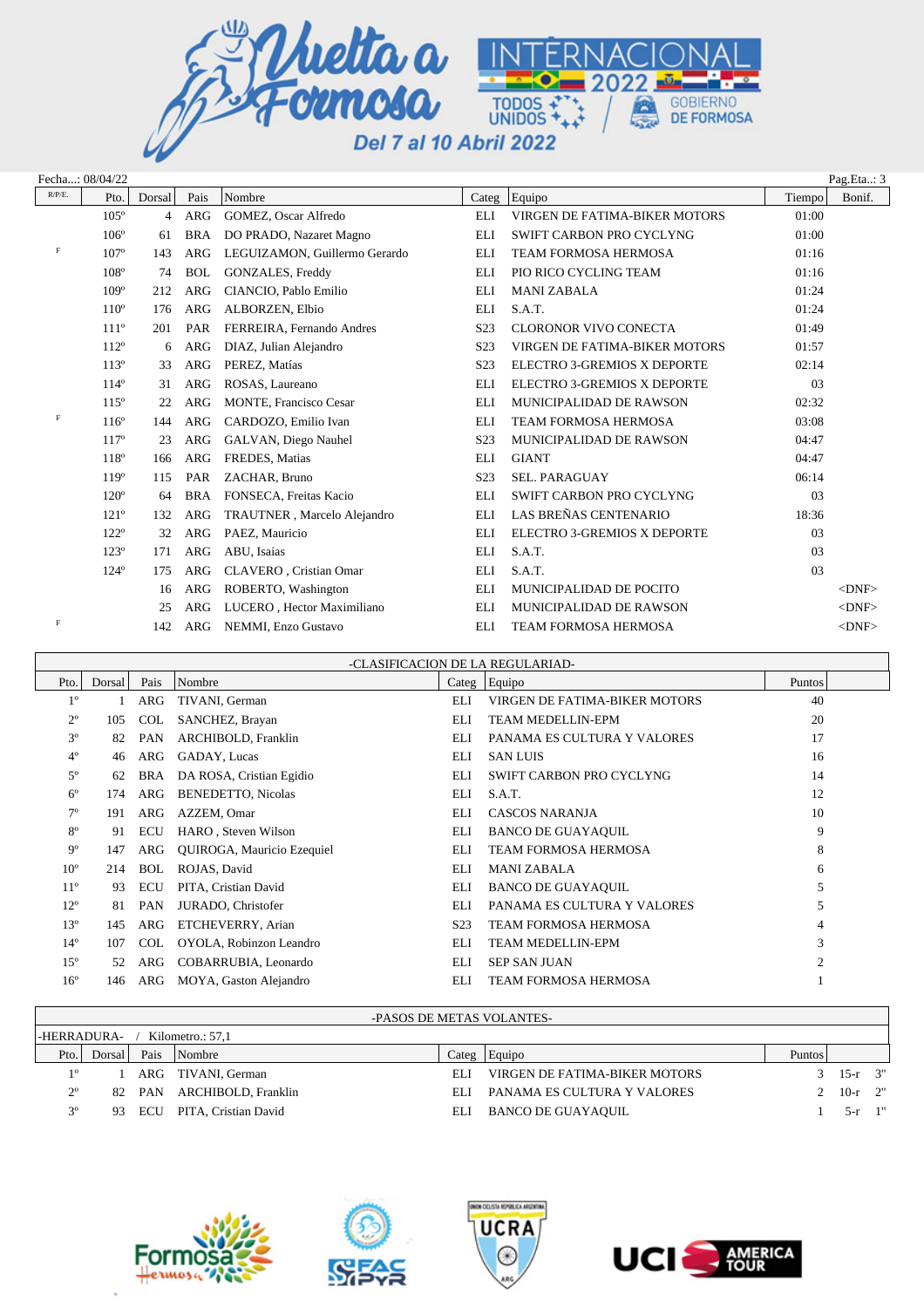Fecha...: 08/04/22

Pag.Eta..: 3

| R/P/E. | Pto. | Dorsal | Pais | Nombre | Categ | Equipo | Tiempo | Bonif. |
|---|---|---|---|---|---|---|---|---|
| | 105º | 4 | ARG | GOMEZ, Oscar Alfredo | ELI | VIRGEN DE FATIMA-BIKER MOTORS | 01:00 | |
| | 106º | 61 | BRA | DO PRADO, Nazaret Magno | ELI | SWIFT CARBON PRO CYCLYNG | 01:00 | |
| F | 107º | 143 | ARG | LEGUIZAMON, Guillermo Gerardo | ELI | TEAM FORMOSA HERMOSA | 01:16 | |
| | 108º | 74 | BOL | GONZALES, Freddy | ELI | PIO RICO CYCLING TEAM | 01:16 | |
| | 109º | 212 | ARG | CIANCIO, Pablo Emilio | ELI | MANI ZABALA | 01:24 | |
| | 110º | 176 | ARG | ALBORZEN, Elbio | ELI | S.A.T. | 01:24 | |
| | 111º | 201 | PAR | FERREIRA, Fernando Andres | S23 | CLORONOR VIVO CONECTA | 01:49 | |
| | 112º | 6 | ARG | DIAZ, Julian Alejandro | S23 | VIRGEN DE FATIMA-BIKER MOTORS | 01:57 | |
| | 113º | 33 | ARG | PEREZ, Matías | S23 | ELECTRO 3-GREMIOS X DEPORTE | 02:14 | |
| | 114º | 31 | ARG | ROSAS, Laureano | ELI | ELECTRO 3-GREMIOS X DEPORTE | 03 | |
| | 115º | 22 | ARG | MONTE, Francisco Cesar | ELI | MUNICIPALIDAD DE RAWSON | 02:32 | |
| F | 116º | 144 | ARG | CARDOZO, Emilio Ivan | ELI | TEAM FORMOSA HERMOSA | 03:08 | |
| | 117º | 23 | ARG | GALVAN, Diego Nauhel | S23 | MUNICIPALIDAD DE RAWSON | 04:47 | |
| | 118º | 166 | ARG | FREDES, Matias | ELI | GIANT | 04:47 | |
| | 119º | 115 | PAR | ZACHAR, Bruno | S23 | SEL. PARAGUAY | 06:14 | |
| | 120º | 64 | BRA | FONSECA, Freitas Kacio | ELI | SWIFT CARBON PRO CYCLYNG | 03 | |
| | 121º | 132 | ARG | TRAUTNER , Marcelo Alejandro | ELI | LAS BREÑAS CENTENARIO | 18:36 | |
| | 122º | 32 | ARG | PAEZ, Mauricio | ELI | ELECTRO 3-GREMIOS X DEPORTE | 03 | |
| | 123º | 171 | ARG | ABU, Isaias | ELI | S.A.T. | 03 | |
| | 124º | 175 | ARG | CLAVERO , Cristian Omar | ELI | S.A.T. | 03 | |
| | | 16 | ARG | ROBERTO, Washington | ELI | MUNICIPALIDAD DE POCITO | | <DNF> |
| | | 25 | ARG | LUCERO , Hector Maximiliano | ELI | MUNICIPALIDAD DE RAWSON | | <DNF> |
| F | | 142 | ARG | NEMMI, Enzo Gustavo | ELI | TEAM FORMOSA HERMOSA | | <DNF> |

## -CLASIFICACION DE LA REGULARIDAD-

| Pto. | Dorsal | Pais | Nombre | Categ | Equipo | Puntos |
|---|---|---|---|---|---|---|
| 1º | 1 | ARG | TIVANI, German | ELI | VIRGEN DE FATIMA-BIKER MOTORS | 40 |
| 2º | 105 | COL | SANCHEZ, Brayan | ELI | TEAM MEDELLIN-EPM | 20 |
| 3º | 82 | PAN | ARCHIBOLD, Franklin | ELI | PANAMA ES CULTURA Y VALORES | 17 |
| 4º | 46 | ARG | GADAY, Lucas | ELI | SAN LUIS | 16 |
| 5º | 62 | BRA | DA ROSA, Cristian Egidio | ELI | SWIFT CARBON PRO CYCLYNG | 14 |
| 6º | 174 | ARG | BENEDETTO, Nicolas | ELI | S.A.T. | 12 |
| 7º | 191 | ARG | AZZEM, Omar | ELI | CASCOS NARANJA | 10 |
| 8º | 91 | ECU | HARO , Steven Wilson | ELI | BANCO DE GUAYAQUIL | 9 |
| 9º | 147 | ARG | QUIROGA, Mauricio Ezequiel | ELI | TEAM FORMOSA HERMOSA | 8 |
| 10º | 214 | BOL | ROJAS, David | ELI | MANI ZABALA | 6 |
| 11º | 93 | ECU | PITA, Cristian David | ELI | BANCO DE GUAYAQUIL | 5 |
| 12º | 81 | PAN | JURADO, Christofer | ELI | PANAMA ES CULTURA Y VALORES | 5 |
| 13º | 145 | ARG | ETCHEVERRY, Arian | S23 | TEAM FORMOSA HERMOSA | 4 |
| 14º | 107 | COL | OYOLA, Robinzon Leandro | ELI | TEAM MEDELLIN-EPM | 3 |
| 15º | 52 | ARG | COBARRUBIA, Leonardo | ELI | SEP SAN JUAN | 2 |
| 16º | 146 | ARG | MOYA, Gaston Alejandro | ELI | TEAM FORMOSA HERMOSA | 1 |

## -PASOS DE METAS VOLANTES-

-HERRADURA- / Kilometro.: 57,1

| Pto. | Dorsal | Pais | Nombre | Categ | Equipo | Puntos | | |
|---|---|---|---|---|---|---|---|---|
| 1º | 1 | ARG | TIVANI, German | ELI | VIRGEN DE FATIMA-BIKER MOTORS | 3 | 15-r | 3" |
| 2º | 82 | PAN | ARCHIBOLD, Franklin | ELI | PANAMA ES CULTURA Y VALORES | 2 | 10-r | 2" |
| 3º | 93 | ECU | PITA, Cristian David | ELI | BANCO DE GUAYAQUIL | 1 | 5-r | 1" |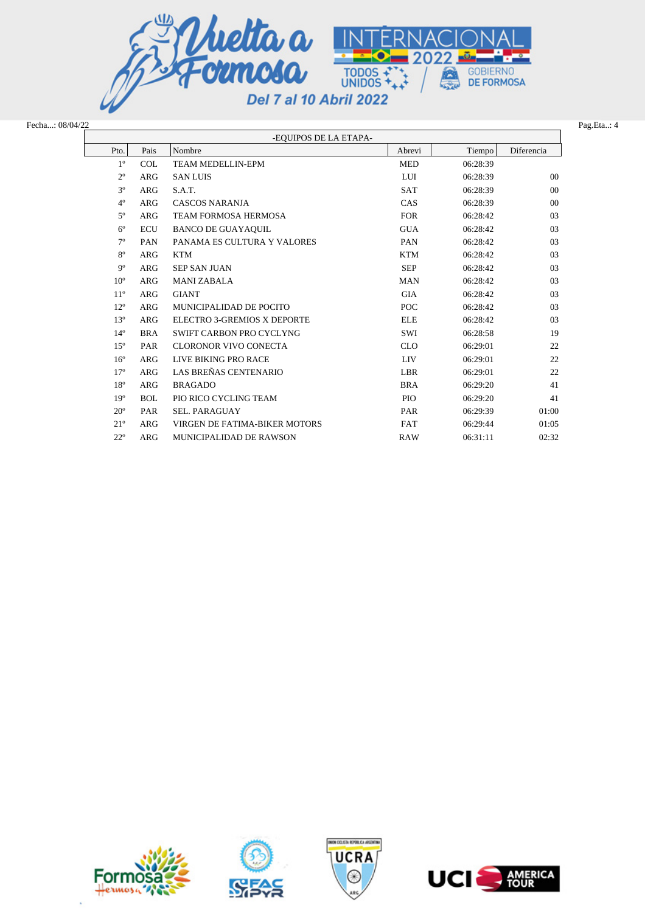Fecha...: 08/04/22

Pag.Eta..: 4

## -EQUIPOS DE LA ETAPA-

| Pto. | Pais | Nombre | Abrevi | Tiempo | Diferencia |
|---|---|---|---|---|---|
| 1º | COL | TEAM MEDELLIN-EPM | MED | 06:28:39 | |
| 2º | ARG | SAN LUIS | LUI | 06:28:39 | 00 |
| 3º | ARG | S.A.T. | SAT | 06:28:39 | 00 |
| 4º | ARG | CASCOS NARANJA | CAS | 06:28:39 | 00 |
| 5º | ARG | TEAM FORMOSA HERMOSA | FOR | 06:28:42 | 03 |
| 6º | ECU | BANCO DE GUAYAQUIL | GUA | 06:28:42 | 03 |
| 7º | PAN | PANAMA ES CULTURA Y VALORES | PAN | 06:28:42 | 03 |
| 8º | ARG | KTM | KTM | 06:28:42 | 03 |
| 9º | ARG | SEP SAN JUAN | SEP | 06:28:42 | 03 |
| 10º | ARG | MANI ZABALA | MAN | 06:28:42 | 03 |
| 11º | ARG | GIANT | GIA | 06:28:42 | 03 |
| 12º | ARG | MUNICIPALIDAD DE POCITO | POC | 06:28:42 | 03 |
| 13º | ARG | ELECTRO 3-GREMIOS X DEPORTE | ELE | 06:28:42 | 03 |
| 14º | BRA | SWIFT CARBON PRO CYCLYNG | SWI | 06:28:58 | 19 |
| 15º | PAR | CLORONOR VIVO CONECTA | CLO | 06:29:01 | 22 |
| 16º | ARG | LIVE BIKING PRO RACE | LIV | 06:29:01 | 22 |
| 17º | ARG | LAS BREÑAS CENTENARIO | LBR | 06:29:01 | 22 |
| 18º | ARG | BRAGADO | BRA | 06:29:20 | 41 |
| 19º | BOL | PIO RICO CYCLING TEAM | PIO | 06:29:20 | 41 |
| 20º | PAR | SEL. PARAGUAY | PAR | 06:29:39 | 01:00 |
| 21º | ARG | VIRGEN DE FATIMA-BIKER MOTORS | FAT | 06:29:44 | 01:05 |
| 22º | ARG | MUNICIPALIDAD DE RAWSON | RAW | 06:31:11 | 02:32 |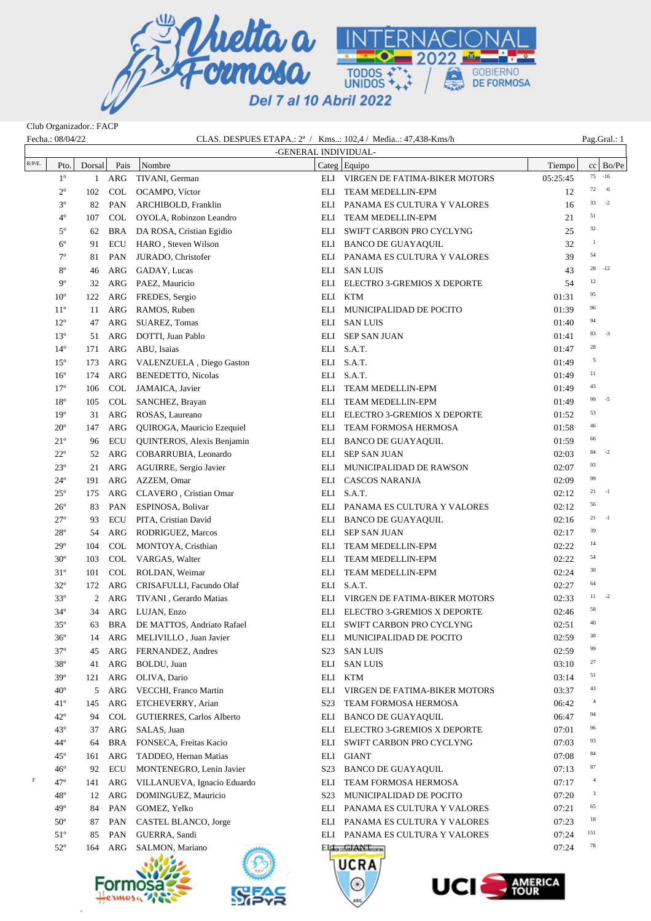Club Organizador.: FACP

Fecha.: 08/04/22 — CLAS. DESPUES ETAPA.: 2ª / Kms..: 102,4 / Media..: 47,438-Kms/h — Pag.Gral.: 1

**-GENERAL INDIVIDUAL-**

| R/P/E. | Pto. | Dorsal | Pais | Nombre | Categ | Equipo | Tiempo | cc | Bo/Pe |
|---|---|---|---|---|---|---|---|---|---|
| | 1º | 1 | ARG | TIVANI, German | ELI | VIRGEN DE FATIMA-BIKER MOTORS | 05:25:45 | 75 | -16 |
| | 2º | 102 | COL | OCAMPO, Víctor | ELI | TEAM MEDELLIN-EPM | 12 | 72 | -6 |
| | 3º | 82 | PAN | ARCHIBOLD, Franklin | ELI | PANAMA ES CULTURA Y VALORES | 16 | 33 | -2 |
| | 4º | 107 | COL | OYOLA, Robinzon Leandro | ELI | TEAM MEDELLIN-EPM | 21 | 51 | |
| | 5º | 62 | BRA | DA ROSA, Cristian Egidio | ELI | SWIFT CARBON PRO CYCLYNG | 25 | 32 | |
| | 6º | 91 | ECU | HARO , Steven Wilson | ELI | BANCO DE GUAYAQUIL | 32 | 1 | |
| | 7º | 81 | PAN | JURADO, Christofer | ELI | PANAMA ES CULTURA Y VALORES | 39 | 54 | |
| | 8º | 46 | ARG | GADAY, Lucas | ELI | SAN LUIS | 43 | 28 | -12 |
| | 9º | 32 | ARG | PAEZ, Mauricio | ELI | ELECTRO 3-GREMIOS X DEPORTE | 54 | 12 | |
| | 10º | 122 | ARG | FREDES, Sergio | ELI | KTM | 01:31 | 95 | |
| | 11º | 11 | ARG | RAMOS, Ruben | ELI | MUNICIPALIDAD DE POCITO | 01:39 | 96 | |
| | 12º | 47 | ARG | SUAREZ, Tomas | ELI | SAN LUIS | 01:40 | 94 | |
| | 13º | 51 | ARG | DOTTI, Juan Pablo | ELI | SEP SAN JUAN | 01:41 | 83 | -3 |
| | 14º | 171 | ARG | ABU, Isaias | ELI | S.A.T. | 01:47 | 28 | |
| | 15º | 173 | ARG | VALENZUELA , Diego Gaston | ELI | S.A.T. | 01:49 | 5 | |
| | 16º | 174 | ARG | BENEDETTO, Nicolas | ELI | S.A.T. | 01:49 | 11 | |
| | 17º | 106 | COL | JAMAICA, Javier | ELI | TEAM MEDELLIN-EPM | 01:49 | 43 | |
| | 18º | 105 | COL | SANCHEZ, Brayan | ELI | TEAM MEDELLIN-EPM | 01:49 | 99 | -5 |
| | 19º | 31 | ARG | ROSAS, Laureano | ELI | ELECTRO 3-GREMIOS X DEPORTE | 01:52 | 53 | |
| | 20º | 147 | ARG | QUIROGA, Mauricio Ezequiel | ELI | TEAM FORMOSA HERMOSA | 01:58 | 46 | |
| | 21º | 96 | ECU | QUINTEROS, Alexis Benjamin | ELI | BANCO DE GUAYAQUIL | 01:59 | 66 | |
| | 22º | 52 | ARG | COBARRUBIA, Leonardo | ELI | SEP SAN JUAN | 02:03 | 84 | -2 |
| | 23º | 21 | ARG | AGUIRRE, Sergio Javier | ELI | MUNICIPALIDAD DE RAWSON | 02:07 | 93 | |
| | 24º | 191 | ARG | AZZEM, Omar | ELI | CASCOS NARANJA | 02:09 | 99 | |
| | 25º | 175 | ARG | CLAVERO , Cristian Omar | ELI | S.A.T. | 02:12 | 21 | -1 |
| | 26º | 83 | PAN | ESPINOSA, Bolivar | ELI | PANAMA ES CULTURA Y VALORES | 02:12 | 56 | |
| | 27º | 93 | ECU | PITA, Cristian David | ELI | BANCO DE GUAYAQUIL | 02:16 | 21 | -1 |
| | 28º | 54 | ARG | RODRIGUEZ, Marcos | ELI | SEP SAN JUAN | 02:17 | 39 | |
| | 29º | 104 | COL | MONTOYA, Cristhian | ELI | TEAM MEDELLIN-EPM | 02:22 | 14 | |
| | 30º | 103 | COL | VARGAS, Walter | ELI | TEAM MEDELLIN-EPM | 02:22 | 54 | |
| | 31º | 101 | COL | ROLDAN, Weimar | ELI | TEAM MEDELLIN-EPM | 02:24 | 30 | |
| | 32º | 172 | ARG | CRISAFULLI, Facundo Olaf | ELI | S.A.T. | 02:27 | 64 | |
| | 33º | 2 | ARG | TIVANI , Gerardo Matias | ELI | VIRGEN DE FATIMA-BIKER MOTORS | 02:33 | 11 | -2 |
| | 34º | 34 | ARG | LUJAN, Enzo | ELI | ELECTRO 3-GREMIOS X DEPORTE | 02:46 | 58 | |
| | 35º | 63 | BRA | DE MATTOS, Andriato Rafael | ELI | SWIFT CARBON PRO CYCLYNG | 02:51 | 40 | |
| | 36º | 14 | ARG | MELIVILLO , Juan Javier | ELI | MUNICIPALIDAD DE POCITO | 02:59 | 38 | |
| | 37º | 45 | ARG | FERNANDEZ, Andres | S23 | SAN LUIS | 02:59 | 99 | |
| | 38º | 41 | ARG | BOLDU, Juan | ELI | SAN LUIS | 03:10 | 27 | |
| | 39º | 121 | ARG | OLIVA, Dario | ELI | KTM | 03:14 | 51 | |
| | 40º | 5 | ARG | VECCHI, Franco Martin | ELI | VIRGEN DE FATIMA-BIKER MOTORS | 03:37 | 43 | |
| | 41º | 145 | ARG | ETCHEVERRY, Arian | S23 | TEAM FORMOSA HERMOSA | 06:42 | 4 | |
| | 42º | 94 | COL | GUTIERRES, Carlos Alberto | ELI | BANCO DE GUAYAQUIL | 06:47 | 94 | |
| | 43º | 37 | ARG | SALAS, Juan | ELI | ELECTRO 3-GREMIOS X DEPORTE | 07:01 | 96 | |
| | 44º | 64 | BRA | FONSECA, Freitas Kacio | ELI | SWIFT CARBON PRO CYCLYNG | 07:03 | 93 | |
| | 45º | 161 | ARG | TADDEO, Hernan Matias | ELI | GIANT | 07:08 | 84 | |
| | 46º | 92 | ECU | MONTENEGRO, Lenin Javier | S23 | BANCO DE GUAYAQUIL | 07:13 | 87 | |
| F | 47º | 141 | ARG | VILLANUEVA, Ignacio Eduardo | ELI | TEAM FORMOSA HERMOSA | 07:17 | 4 | |
| | 48º | 12 | ARG | DOMINGUEZ, Mauricio | S23 | MUNICIPALIDAD DE POCITO | 07:20 | 3 | |
| | 49º | 84 | PAN | GOMEZ, Yelko | ELI | PANAMA ES CULTURA Y VALORES | 07:21 | 65 | |
| | 50º | 87 | PAN | CASTEL BLANCO, Jorge | ELI | PANAMA ES CULTURA Y VALORES | 07:23 | 18 | |
| | 51º | 85 | PAN | GUERRA, Sandi | ELI | PANAMA ES CULTURA Y VALORES | 07:24 | 151 | |
| | 52º | 164 | ARG | SALMON, Mariano | ELI | GIANT | 07:24 | 78 | |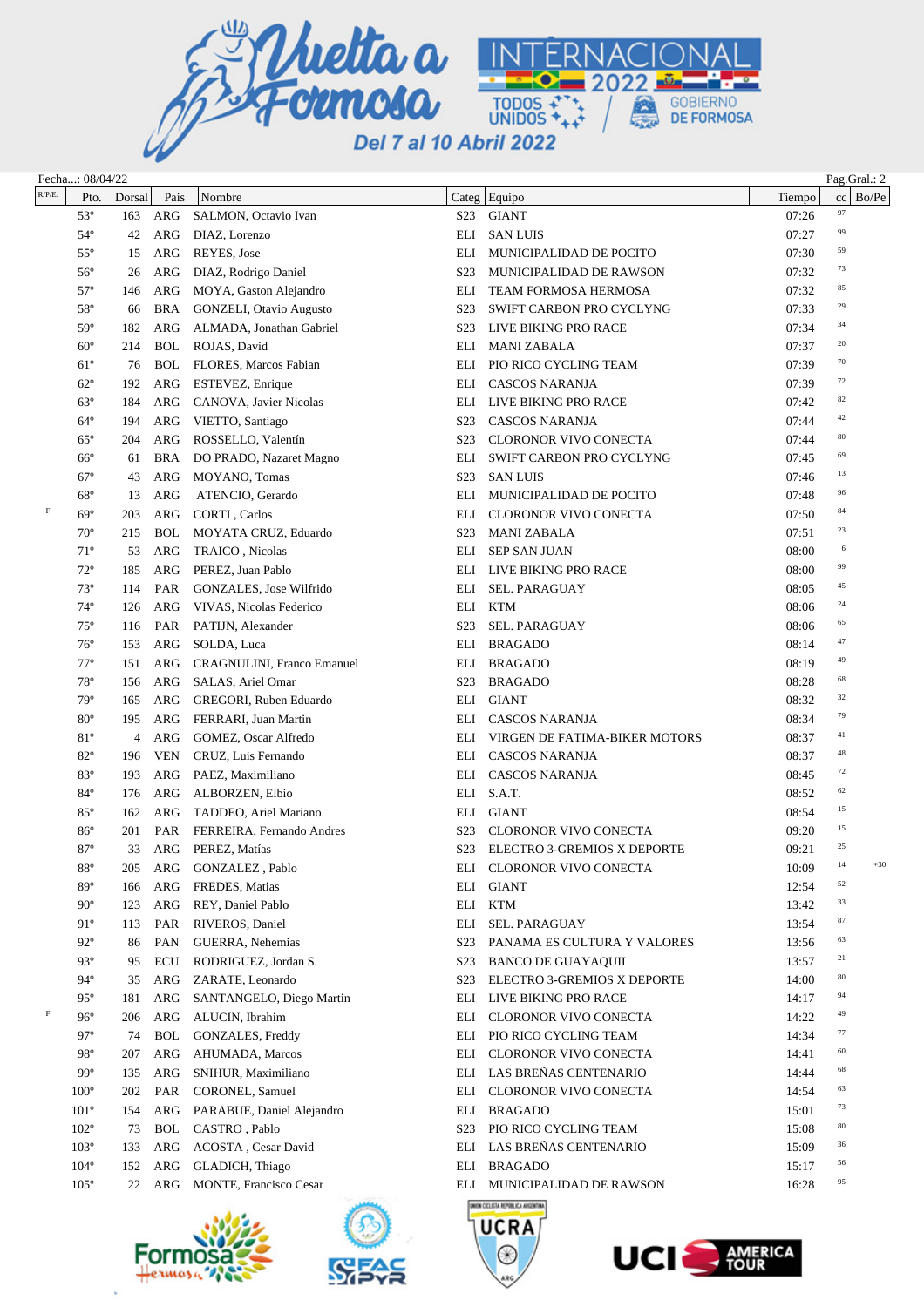Fecha...: 08/04/22

Pag.Gral.: 2

| R/P/E. | Pto. | Dorsal | Pais | Nombre | Categ | Equipo | Tiempo | cc | Bo/Pe |
|---|---|---|---|---|---|---|---|---|---|
| | 53º | 163 | ARG | SALMON, Octavio Ivan | S23 | GIANT | 07:26 | 97 | |
| | 54º | 42 | ARG | DIAZ, Lorenzo | ELI | SAN LUIS | 07:27 | 99 | |
| | 55º | 15 | ARG | REYES, Jose | ELI | MUNICIPALIDAD DE POCITO | 07:30 | 59 | |
| | 56º | 26 | ARG | DIAZ, Rodrigo Daniel | S23 | MUNICIPALIDAD DE RAWSON | 07:32 | 73 | |
| | 57º | 146 | ARG | MOYA, Gaston Alejandro | ELI | TEAM FORMOSA HERMOSA | 07:32 | 85 | |
| | 58º | 66 | BRA | GONZELI, Otavio Augusto | S23 | SWIFT CARBON PRO CYCLYNG | 07:33 | 29 | |
| | 59º | 182 | ARG | ALMADA, Jonathan Gabriel | S23 | LIVE BIKING PRO RACE | 07:34 | 34 | |
| | 60º | 214 | BOL | ROJAS, David | ELI | MANI ZABALA | 07:37 | 20 | |
| | 61º | 76 | BOL | FLORES, Marcos Fabian | ELI | PIO RICO CYCLING TEAM | 07:39 | 70 | |
| | 62º | 192 | ARG | ESTEVEZ, Enrique | ELI | CASCOS NARANJA | 07:39 | 72 | |
| | 63º | 184 | ARG | CANOVA, Javier Nicolas | ELI | LIVE BIKING PRO RACE | 07:42 | 82 | |
| | 64º | 194 | ARG | VIETTO, Santiago | S23 | CASCOS NARANJA | 07:44 | 42 | |
| | 65º | 204 | ARG | ROSSELLO, Valentín | S23 | CLORONOR VIVO CONECTA | 07:44 | 80 | |
| | 66º | 61 | BRA | DO PRADO, Nazaret Magno | ELI | SWIFT CARBON PRO CYCLYNG | 07:45 | 69 | |
| | 67º | 43 | ARG | MOYANO, Tomas | S23 | SAN LUIS | 07:46 | 13 | |
| | 68º | 13 | ARG | ATENCIO, Gerardo | ELI | MUNICIPALIDAD DE POCITO | 07:48 | 96 | |
| F | 69º | 203 | ARG | CORTI , Carlos | ELI | CLORONOR VIVO CONECTA | 07:50 | 84 | |
| | 70º | 215 | BOL | MOYATA CRUZ, Eduardo | S23 | MANI ZABALA | 07:51 | 23 | |
| | 71º | 53 | ARG | TRAICO , Nicolas | ELI | SEP SAN JUAN | 08:00 | 6 | |
| | 72º | 185 | ARG | PEREZ, Juan Pablo | ELI | LIVE BIKING PRO RACE | 08:00 | 99 | |
| | 73º | 114 | PAR | GONZALES, Jose Wilfrido | ELI | SEL. PARAGUAY | 08:05 | 45 | |
| | 74º | 126 | ARG | VIVAS, Nicolas Federico | ELI | KTM | 08:06 | 24 | |
| | 75º | 116 | PAR | PATIJN, Alexander | S23 | SEL. PARAGUAY | 08:06 | 65 | |
| | 76º | 153 | ARG | SOLDA, Luca | ELI | BRAGADO | 08:14 | 47 | |
| | 77º | 151 | ARG | CRAGNULINI, Franco Emanuel | ELI | BRAGADO | 08:19 | 49 | |
| | 78º | 156 | ARG | SALAS, Ariel Omar | S23 | BRAGADO | 08:28 | 68 | |
| | 79º | 165 | ARG | GREGORI, Ruben Eduardo | ELI | GIANT | 08:32 | 32 | |
| | 80º | 195 | ARG | FERRARI, Juan Martin | ELI | CASCOS NARANJA | 08:34 | 79 | |
| | 81º | 4 | ARG | GOMEZ, Oscar Alfredo | ELI | VIRGEN DE FATIMA-BIKER MOTORS | 08:37 | 41 | |
| | 82º | 196 | VEN | CRUZ, Luis Fernando | ELI | CASCOS NARANJA | 08:37 | 48 | |
| | 83º | 193 | ARG | PAEZ, Maximiliano | ELI | CASCOS NARANJA | 08:45 | 72 | |
| | 84º | 176 | ARG | ALBORZEN, Elbio | ELI | S.A.T. | 08:52 | 62 | |
| | 85º | 162 | ARG | TADDEO, Ariel Mariano | ELI | GIANT | 08:54 | 15 | |
| | 86º | 201 | PAR | FERREIRA, Fernando Andres | S23 | CLORONOR VIVO CONECTA | 09:20 | 15 | |
| | 87º | 33 | ARG | PEREZ, Matías | S23 | ELECTRO 3-GREMIOS X DEPORTE | 09:21 | 25 | |
| | 88º | 205 | ARG | GONZALEZ , Pablo | ELI | CLORONOR VIVO CONECTA | 10:09 | 14 | +30 |
| | 89º | 166 | ARG | FREDES, Matias | ELI | GIANT | 12:54 | 52 | |
| | 90º | 123 | ARG | REY, Daniel Pablo | ELI | KTM | 13:42 | 33 | |
| | 91º | 113 | PAR | RIVEROS, Daniel | ELI | SEL. PARAGUAY | 13:54 | 87 | |
| | 92º | 86 | PAN | GUERRA, Nehemias | S23 | PANAMA ES CULTURA Y VALORES | 13:56 | 63 | |
| | 93º | 95 | ECU | RODRIGUEZ, Jordan S. | S23 | BANCO DE GUAYAQUIL | 13:57 | 21 | |
| | 94º | 35 | ARG | ZARATE, Leonardo | S23 | ELECTRO 3-GREMIOS X DEPORTE | 14:00 | 80 | |
| | 95º | 181 | ARG | SANTANGELO, Diego Martin | ELI | LIVE BIKING PRO RACE | 14:17 | 94 | |
| F | 96º | 206 | ARG | ALUCIN, Ibrahim | ELI | CLORONOR VIVO CONECTA | 14:22 | 49 | |
| | 97º | 74 | BOL | GONZALES, Freddy | ELI | PIO RICO CYCLING TEAM | 14:34 | 77 | |
| | 98º | 207 | ARG | AHUMADA, Marcos | ELI | CLORONOR VIVO CONECTA | 14:41 | 60 | |
| | 99º | 135 | ARG | SNIHUR, Maximiliano | ELI | LAS BREÑAS CENTENARIO | 14:44 | 68 | |
| | 100º | 202 | PAR | CORONEL, Samuel | ELI | CLORONOR VIVO CONECTA | 14:54 | 63 | |
| | 101º | 154 | ARG | PARABUE, Daniel Alejandro | ELI | BRAGADO | 15:01 | 73 | |
| | 102º | 73 | BOL | CASTRO , Pablo | S23 | PIO RICO CYCLING TEAM | 15:08 | 80 | |
| | 103º | 133 | ARG | ACOSTA , Cesar David | ELI | LAS BREÑAS CENTENARIO | 15:09 | 36 | |
| | 104º | 152 | ARG | GLADICH, Thiago | ELI | BRAGADO | 15:17 | 56 | |
| | 105º | 22 | ARG | MONTE, Francisco Cesar | ELI | MUNICIPALIDAD DE RAWSON | 16:28 | 95 | |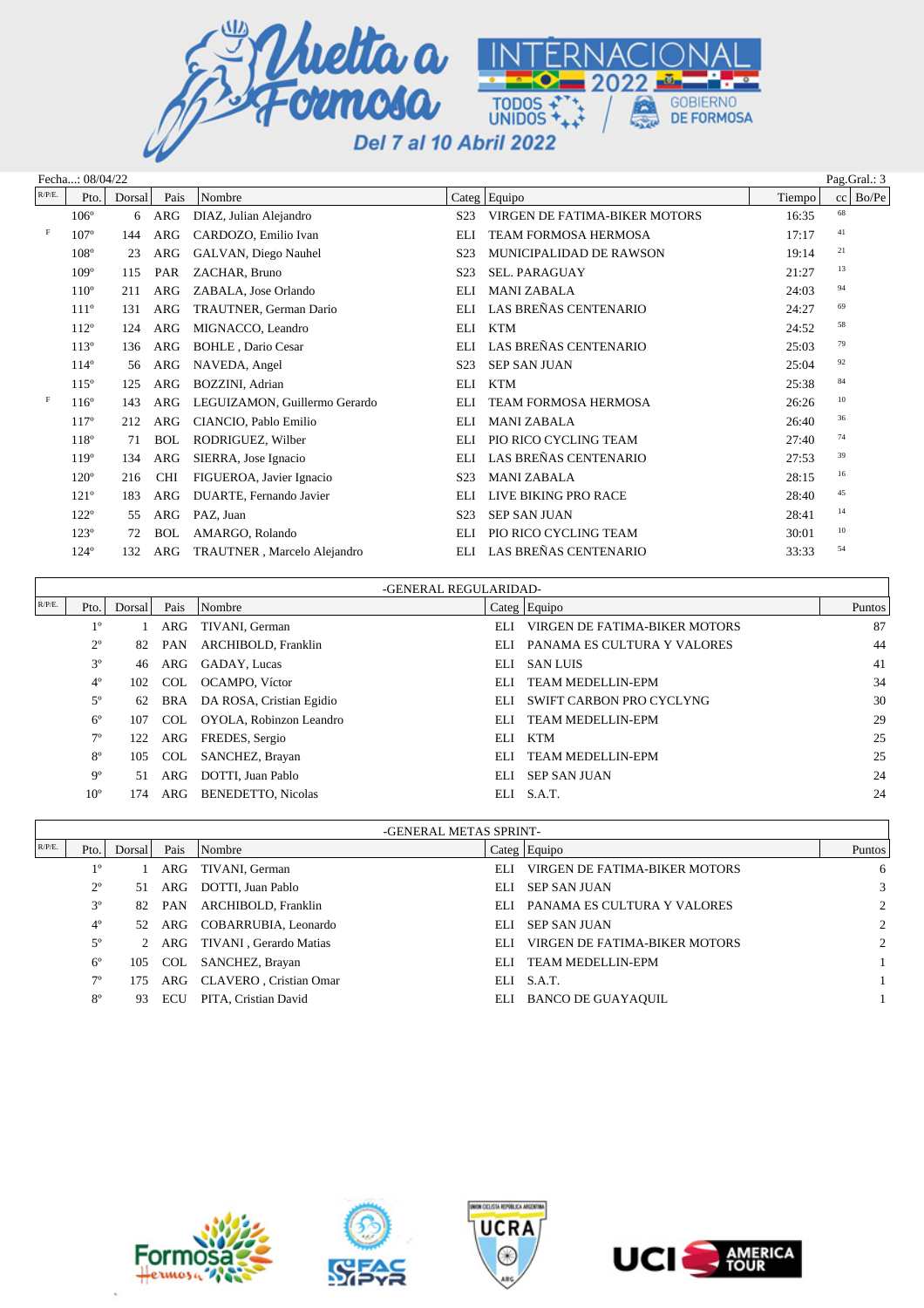Fecha...: 08/04/22

Pag.Gral.: 3

| R/P/E. | Pto. | Dorsal | Pais | Nombre | Categ | Equipo | Tiempo | cc | Bo/Pe |
|---|---|---|---|---|---|---|---|---|---|
| | 106º | 6 | ARG | DIAZ, Julian Alejandro | S23 | VIRGEN DE FATIMA-BIKER MOTORS | 16:35 | 68 | |
| F | 107º | 144 | ARG | CARDOZO, Emilio Ivan | ELI | TEAM FORMOSA HERMOSA | 17:17 | 41 | |
| | 108º | 23 | ARG | GALVAN, Diego Nauhel | S23 | MUNICIPALIDAD DE RAWSON | 19:14 | 21 | |
| | 109º | 115 | PAR | ZACHAR, Bruno | S23 | SEL. PARAGUAY | 21:27 | 13 | |
| | 110º | 211 | ARG | ZABALA, Jose Orlando | ELI | MANI ZABALA | 24:03 | 94 | |
| | 111º | 131 | ARG | TRAUTNER, German Dario | ELI | LAS BREÑAS CENTENARIO | 24:27 | 69 | |
| | 112º | 124 | ARG | MIGNACCO, Leandro | ELI | KTM | 24:52 | 58 | |
| | 113º | 136 | ARG | BOHLE , Dario Cesar | ELI | LAS BREÑAS CENTENARIO | 25:03 | 79 | |
| | 114º | 56 | ARG | NAVEDA, Angel | S23 | SEP SAN JUAN | 25:04 | 92 | |
| | 115º | 125 | ARG | BOZZINI, Adrian | ELI | KTM | 25:38 | 84 | |
| F | 116º | 143 | ARG | LEGUIZAMON, Guillermo Gerardo | ELI | TEAM FORMOSA HERMOSA | 26:26 | 10 | |
| | 117º | 212 | ARG | CIANCIO, Pablo Emilio | ELI | MANI ZABALA | 26:40 | 36 | |
| | 118º | 71 | BOL | RODRIGUEZ, Wilber | ELI | PIO RICO CYCLING TEAM | 27:40 | 74 | |
| | 119º | 134 | ARG | SIERRA, Jose Ignacio | ELI | LAS BREÑAS CENTENARIO | 27:53 | 39 | |
| | 120º | 216 | CHI | FIGUEROA, Javier Ignacio | S23 | MANI ZABALA | 28:15 | 16 | |
| | 121º | 183 | ARG | DUARTE, Fernando Javier | ELI | LIVE BIKING PRO RACE | 28:40 | 45 | |
| | 122º | 55 | ARG | PAZ, Juan | S23 | SEP SAN JUAN | 28:41 | 14 | |
| | 123º | 72 | BOL | AMARGO, Rolando | ELI | PIO RICO CYCLING TEAM | 30:01 | 10 | |
| | 124º | 132 | ARG | TRAUTNER , Marcelo Alejandro | ELI | LAS BREÑAS CENTENARIO | 33:33 | 54 | |

## -GENERAL REGULARIDAD-

| R/P/E. | Pto. | Dorsal | Pais | Nombre | Categ | Equipo | Puntos |
|---|---|---|---|---|---|---|---|
| | 1º | 1 | ARG | TIVANI, German | ELI | VIRGEN DE FATIMA-BIKER MOTORS | 87 |
| | 2º | 82 | PAN | ARCHIBOLD, Franklin | ELI | PANAMA ES CULTURA Y VALORES | 44 |
| | 3º | 46 | ARG | GADAY, Lucas | ELI | SAN LUIS | 41 |
| | 4º | 102 | COL | OCAMPO, Víctor | ELI | TEAM MEDELLIN-EPM | 34 |
| | 5º | 62 | BRA | DA ROSA, Cristian Egidio | ELI | SWIFT CARBON PRO CYCLYNG | 30 |
| | 6º | 107 | COL | OYOLA, Robinzon Leandro | ELI | TEAM MEDELLIN-EPM | 29 |
| | 7º | 122 | ARG | FREDES, Sergio | ELI | KTM | 25 |
| | 8º | 105 | COL | SANCHEZ, Brayan | ELI | TEAM MEDELLIN-EPM | 25 |
| | 9º | 51 | ARG | DOTTI, Juan Pablo | ELI | SEP SAN JUAN | 24 |
| | 10º | 174 | ARG | BENEDETTO, Nicolas | ELI | S.A.T. | 24 |

## -GENERAL METAS SPRINT-

| R/P/E. | Pto. | Dorsal | Pais | Nombre | Categ | Equipo | Puntos |
|---|---|---|---|---|---|---|---|
| | 1º | 1 | ARG | TIVANI, German | ELI | VIRGEN DE FATIMA-BIKER MOTORS | 6 |
| | 2º | 51 | ARG | DOTTI, Juan Pablo | ELI | SEP SAN JUAN | 3 |
| | 3º | 82 | PAN | ARCHIBOLD, Franklin | ELI | PANAMA ES CULTURA Y VALORES | 2 |
| | 4º | 52 | ARG | COBARRUBIA, Leonardo | ELI | SEP SAN JUAN | 2 |
| | 5º | 2 | ARG | TIVANI , Gerardo Matias | ELI | VIRGEN DE FATIMA-BIKER MOTORS | 2 |
| | 6º | 105 | COL | SANCHEZ, Brayan | ELI | TEAM MEDELLIN-EPM | 1 |
| | 7º | 175 | ARG | CLAVERO , Cristian Omar | ELI | S.A.T. | 1 |
| | 8º | 93 | ECU | PITA, Cristian David | ELI | BANCO DE GUAYAQUIL | 1 |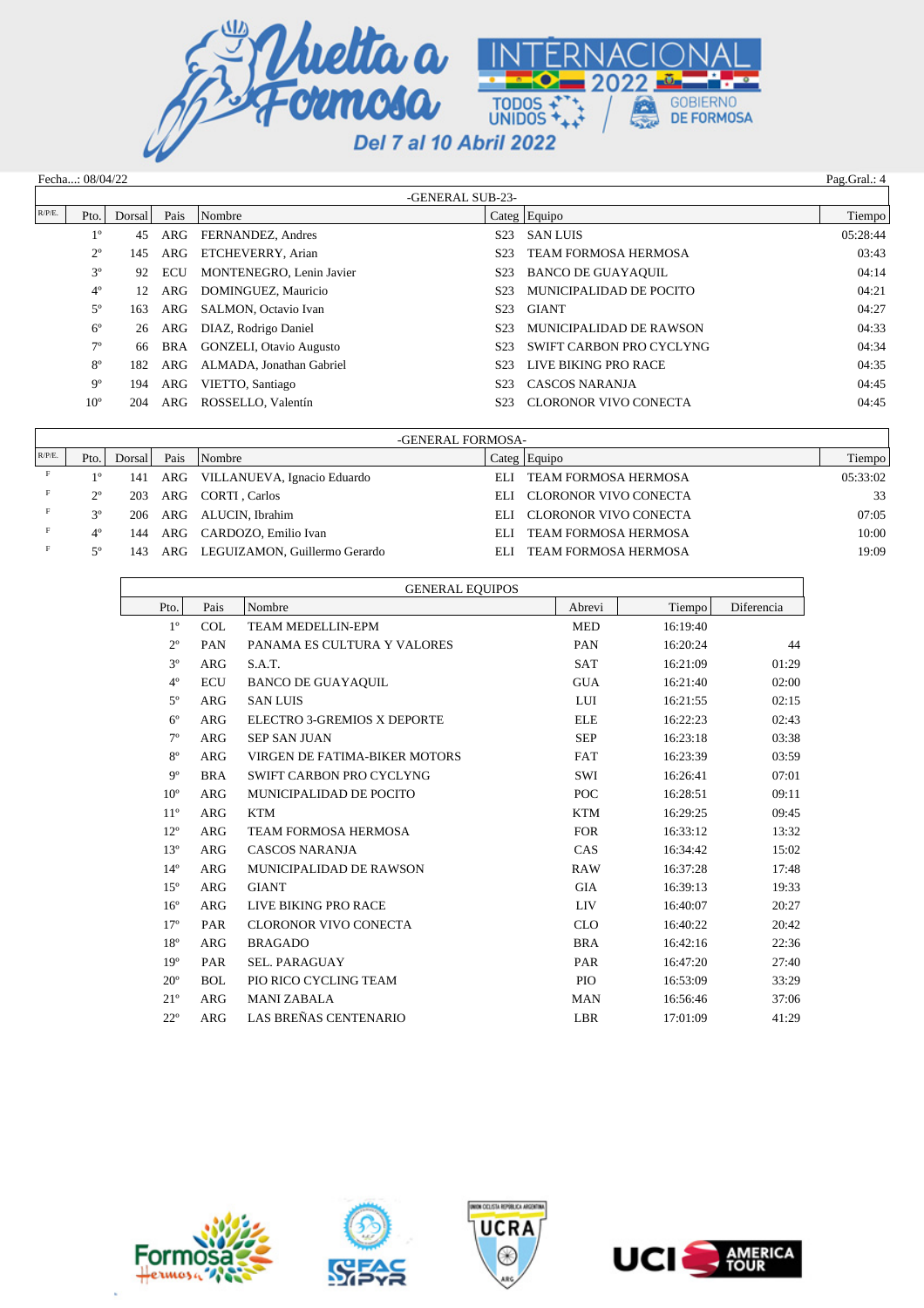Fecha...: 08/04/22

Pag.Gral.: 4

## -GENERAL SUB-23-

| R/P/E. | Pto. | Dorsal | Pais | Nombre | Categ | Equipo | Tiempo |
|---|---|---|---|---|---|---|---|
| | 1º | 45 | ARG | FERNANDEZ, Andres | S23 | SAN LUIS | 05:28:44 |
| | 2º | 145 | ARG | ETCHEVERRY, Arian | S23 | TEAM FORMOSA HERMOSA | 03:43 |
| | 3º | 92 | ECU | MONTENEGRO, Lenin Javier | S23 | BANCO DE GUAYAQUIL | 04:14 |
| | 4º | 12 | ARG | DOMINGUEZ, Mauricio | S23 | MUNICIPALIDAD DE POCITO | 04:21 |
| | 5º | 163 | ARG | SALMON, Octavio Ivan | S23 | GIANT | 04:27 |
| | 6º | 26 | ARG | DIAZ, Rodrigo Daniel | S23 | MUNICIPALIDAD DE RAWSON | 04:33 |
| | 7º | 66 | BRA | GONZELI, Otavio Augusto | S23 | SWIFT CARBON PRO CYCLYNG | 04:34 |
| | 8º | 182 | ARG | ALMADA, Jonathan Gabriel | S23 | LIVE BIKING PRO RACE | 04:35 |
| | 9º | 194 | ARG | VIETTO, Santiago | S23 | CASCOS NARANJA | 04:45 |
| | 10º | 204 | ARG | ROSSELLO, Valentín | S23 | CLORONOR VIVO CONECTA | 04:45 |

## -GENERAL FORMOSA-

| R/P/E. | Pto. | Dorsal | Pais | Nombre | Categ | Equipo | Tiempo |
|---|---|---|---|---|---|---|---|
| F | 1º | 141 | ARG | VILLANUEVA, Ignacio Eduardo | ELI | TEAM FORMOSA HERMOSA | 05:33:02 |
| F | 2º | 203 | ARG | CORTI , Carlos | ELI | CLORONOR VIVO CONECTA | 33 |
| F | 3º | 206 | ARG | ALUCIN, Ibrahim | ELI | CLORONOR VIVO CONECTA | 07:05 |
| F | 4º | 144 | ARG | CARDOZO, Emilio Ivan | ELI | TEAM FORMOSA HERMOSA | 10:00 |
| F | 5º | 143 | ARG | LEGUIZAMON, Guillermo Gerardo | ELI | TEAM FORMOSA HERMOSA | 19:09 |

## GENERAL EQUIPOS

| Pto. | Pais | Nombre | Abrevi | Tiempo | Diferencia |
|---|---|---|---|---|---|
| 1º | COL | TEAM MEDELLIN-EPM | MED | 16:19:40 | |
| 2º | PAN | PANAMA ES CULTURA Y VALORES | PAN | 16:20:24 | 44 |
| 3º | ARG | S.A.T. | SAT | 16:21:09 | 01:29 |
| 4º | ECU | BANCO DE GUAYAQUIL | GUA | 16:21:40 | 02:00 |
| 5º | ARG | SAN LUIS | LUI | 16:21:55 | 02:15 |
| 6º | ARG | ELECTRO 3-GREMIOS X DEPORTE | ELE | 16:22:23 | 02:43 |
| 7º | ARG | SEP SAN JUAN | SEP | 16:23:18 | 03:38 |
| 8º | ARG | VIRGEN DE FATIMA-BIKER MOTORS | FAT | 16:23:39 | 03:59 |
| 9º | BRA | SWIFT CARBON PRO CYCLYNG | SWI | 16:26:41 | 07:01 |
| 10º | ARG | MUNICIPALIDAD DE POCITO | POC | 16:28:51 | 09:11 |
| 11º | ARG | KTM | KTM | 16:29:25 | 09:45 |
| 12º | ARG | TEAM FORMOSA HERMOSA | FOR | 16:33:12 | 13:32 |
| 13º | ARG | CASCOS NARANJA | CAS | 16:34:42 | 15:02 |
| 14º | ARG | MUNICIPALIDAD DE RAWSON | RAW | 16:37:28 | 17:48 |
| 15º | ARG | GIANT | GIA | 16:39:13 | 19:33 |
| 16º | ARG | LIVE BIKING PRO RACE | LIV | 16:40:07 | 20:27 |
| 17º | PAR | CLORONOR VIVO CONECTA | CLO | 16:40:22 | 20:42 |
| 18º | ARG | BRAGADO | BRA | 16:42:16 | 22:36 |
| 19º | PAR | SEL. PARAGUAY | PAR | 16:47:20 | 27:40 |
| 20º | BOL | PIO RICO CYCLING TEAM | PIO | 16:53:09 | 33:29 |
| 21º | ARG | MANI ZABALA | MAN | 16:56:46 | 37:06 |
| 22º | ARG | LAS BREÑAS CENTENARIO | LBR | 17:01:09 | 41:29 |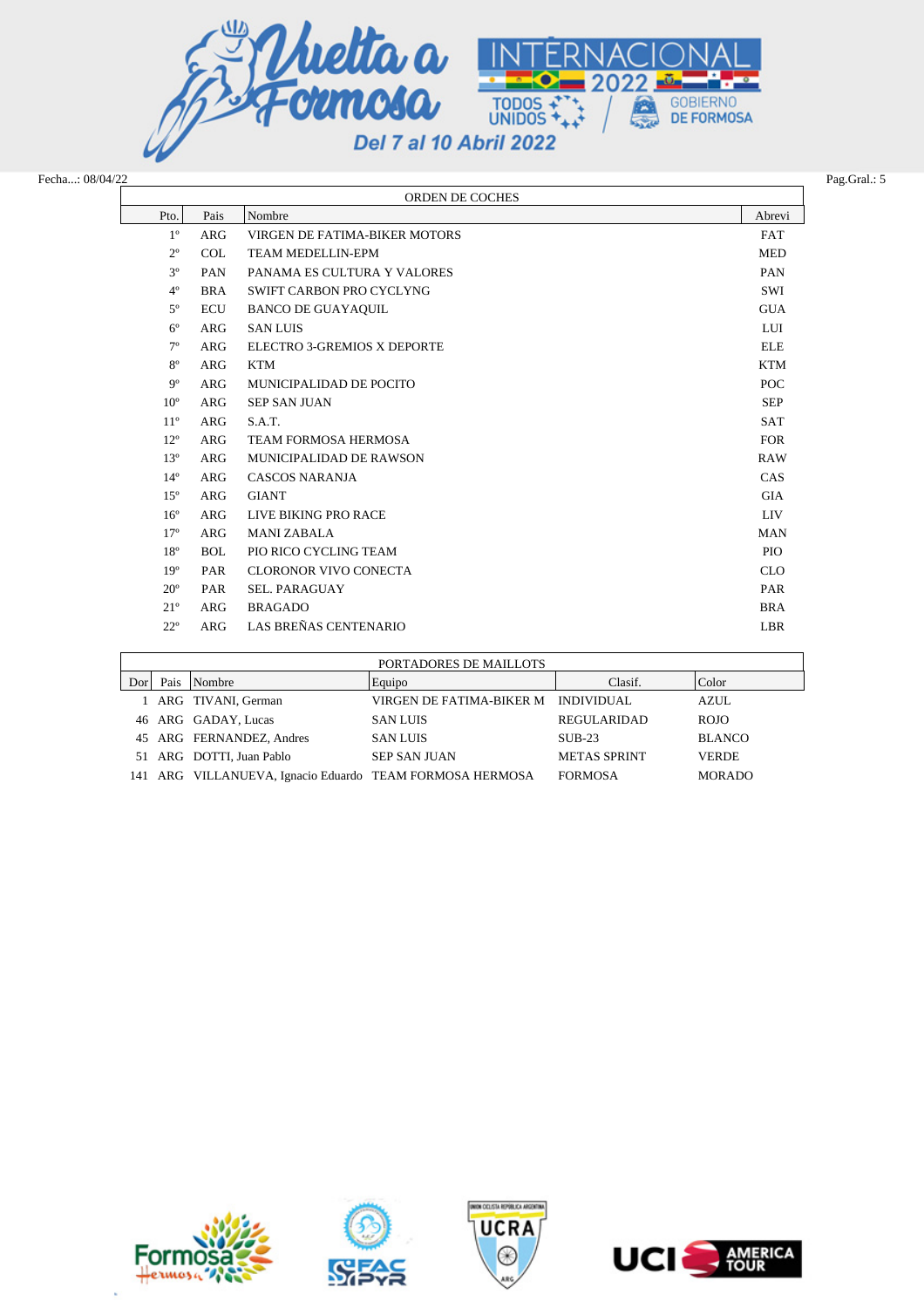Fecha...: 08/04/22

## ORDEN DE COCHES

| Pto. | Pais | Nombre | Abrevi |
|---|---|---|---|
| 1º | ARG | VIRGEN DE FATIMA-BIKER MOTORS | FAT |
| 2º | COL | TEAM MEDELLIN-EPM | MED |
| 3º | PAN | PANAMA ES CULTURA Y VALORES | PAN |
| 4º | BRA | SWIFT CARBON PRO CYCLYNG | SWI |
| 5º | ECU | BANCO DE GUAYAQUIL | GUA |
| 6º | ARG | SAN LUIS | LUI |
| 7º | ARG | ELECTRO 3-GREMIOS X DEPORTE | ELE |
| 8º | ARG | KTM | KTM |
| 9º | ARG | MUNICIPALIDAD DE POCITO | POC |
| 10º | ARG | SEP SAN JUAN | SEP |
| 11º | ARG | S.A.T. | SAT |
| 12º | ARG | TEAM FORMOSA HERMOSA | FOR |
| 13º | ARG | MUNICIPALIDAD DE RAWSON | RAW |
| 14º | ARG | CASCOS NARANJA | CAS |
| 15º | ARG | GIANT | GIA |
| 16º | ARG | LIVE BIKING PRO RACE | LIV |
| 17º | ARG | MANI ZABALA | MAN |
| 18º | BOL | PIO RICO CYCLING TEAM | PIO |
| 19º | PAR | CLORONOR VIVO CONECTA | CLO |
| 20º | PAR | SEL. PARAGUAY | PAR |
| 21º | ARG | BRAGADO | BRA |
| 22º | ARG | LAS BREÑAS CENTENARIO | LBR |

## PORTADORES DE MAILLOTS

| Dor | Pais | Nombre | Equipo | Clasif. | Color |
|---|---|---|---|---|---|
| 1 | ARG | TIVANI, German | VIRGEN DE FATIMA-BIKER M | INDIVIDUAL | AZUL |
| 46 | ARG | GADAY, Lucas | SAN LUIS | REGULARIDAD | ROJO |
| 45 | ARG | FERNANDEZ, Andres | SAN LUIS | SUB-23 | BLANCO |
| 51 | ARG | DOTTI, Juan Pablo | SEP SAN JUAN | METAS SPRINT | VERDE |
| 141 | ARG | VILLANUEVA, Ignacio Eduardo | TEAM FORMOSA HERMOSA | FORMOSA | MORADO |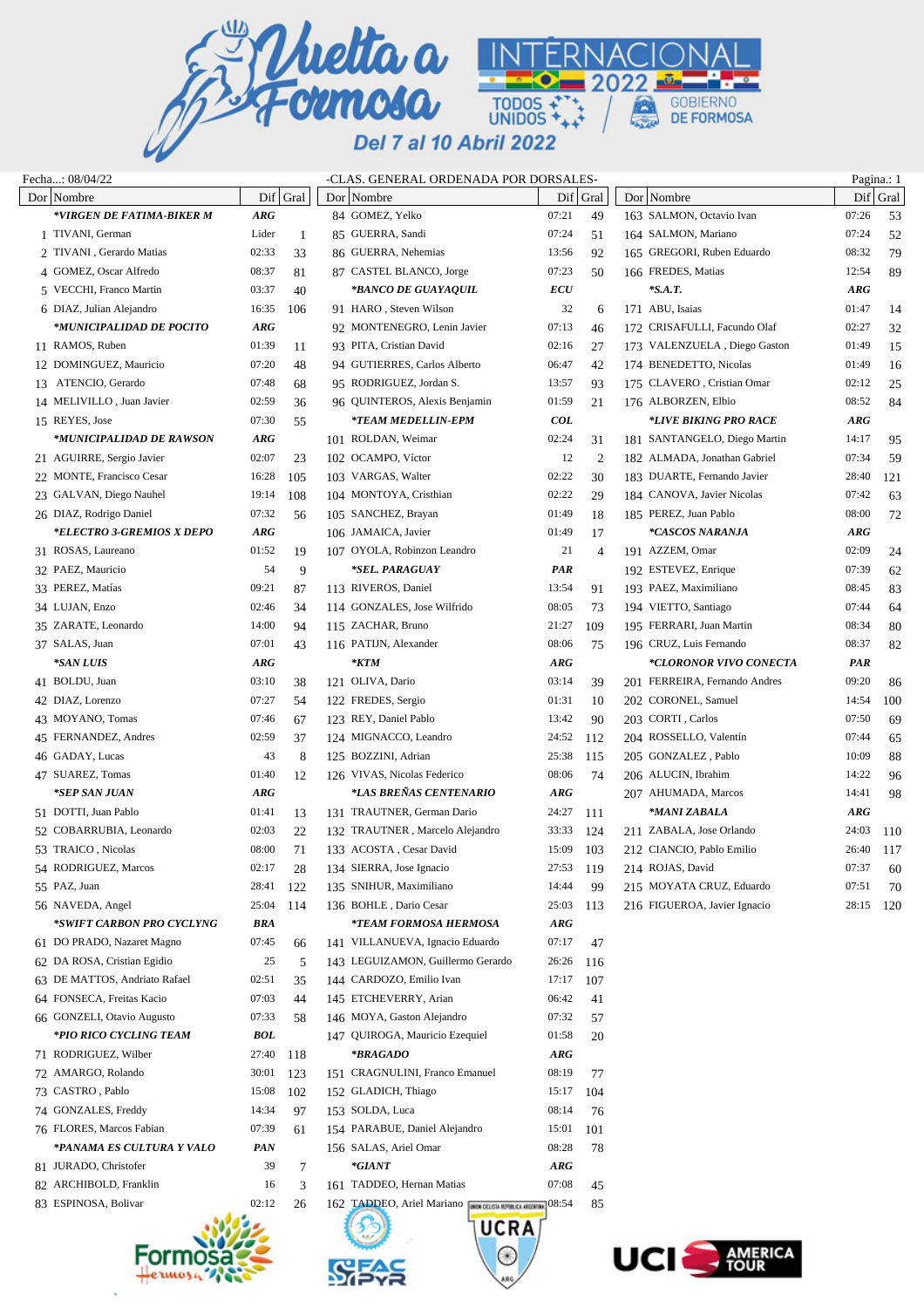# Vuelta a Formosa Internacional 2022

Todos Unidos / Gobierno de Formosa

Del 7 al 10 Abril 2022

Fecha...: 08/04/22

-CLAS. GENERAL ORDENADA POR DORSALES-

| Dor | Nombre | Dif | Gral |
|---|---|---|---|
| | ***VIRGEN DE FATIMA-BIKER M** | ***ARG*** | |
| 1 | TIVANI, German | Lider | 1 |
| 2 | TIVANI , Gerardo Matias | 02:33 | 33 |
| 4 | GOMEZ, Oscar Alfredo | 08:37 | 81 |
| 5 | VECCHI, Franco Martin | 03:37 | 40 |
| 6 | DIAZ, Julian Alejandro | 16:35 | 106 |
| | ***MUNICIPALIDAD DE POCITO** | ***ARG*** | |
| 11 | RAMOS, Ruben | 01:39 | 11 |
| 12 | DOMINGUEZ, Mauricio | 07:20 | 48 |
| 13 | ATENCIO, Gerardo | 07:48 | 68 |
| 14 | MELIVILLO , Juan Javier | 02:59 | 36 |
| 15 | REYES, Jose | 07:30 | 55 |
| | ***MUNICIPALIDAD DE RAWSON** | ***ARG*** | |
| 21 | AGUIRRE, Sergio Javier | 02:07 | 23 |
| 22 | MONTE, Francisco Cesar | 16:28 | 105 |
| 23 | GALVAN, Diego Nauhel | 19:14 | 108 |
| 26 | DIAZ, Rodrigo Daniel | 07:32 | 56 |
| | ***ELECTRO 3-GREMIOS X DEPO** | ***ARG*** | |
| 31 | ROSAS, Laureano | 01:52 | 19 |
| 32 | PAEZ, Mauricio | 54 | 9 |
| 33 | PEREZ, Matías | 09:21 | 87 |
| 34 | LUJAN, Enzo | 02:46 | 34 |
| 35 | ZARATE, Leonardo | 14:00 | 94 |
| 37 | SALAS, Juan | 07:01 | 43 |
| | ***SAN LUIS** | ***ARG*** | |
| 41 | BOLDU, Juan | 03:10 | 38 |
| 42 | DIAZ, Lorenzo | 07:27 | 54 |
| 43 | MOYANO, Tomas | 07:46 | 67 |
| 45 | FERNANDEZ, Andres | 02:59 | 37 |
| 46 | GADAY, Lucas | 43 | 8 |
| 47 | SUAREZ, Tomas | 01:40 | 12 |
| | ***SEP SAN JUAN** | ***ARG*** | |
| 51 | DOTTI, Juan Pablo | 01:41 | 13 |
| 52 | COBARRUBIA, Leonardo | 02:03 | 22 |
| 53 | TRAICO , Nicolas | 08:00 | 71 |
| 54 | RODRIGUEZ, Marcos | 02:17 | 28 |
| 55 | PAZ, Juan | 28:41 | 122 |
| 56 | NAVEDA, Angel | 25:04 | 114 |
| | ***SWIFT CARBON PRO CYCLYNG** | ***BRA*** | |
| 61 | DO PRADO, Nazaret Magno | 07:45 | 66 |
| 62 | DA ROSA, Cristian Egidio | 25 | 5 |
| 63 | DE MATTOS, Andriato Rafael | 02:51 | 35 |
| 64 | FONSECA, Freitas Kacio | 07:03 | 44 |
| 66 | GONZELI, Otavio Augusto | 07:33 | 58 |
| | ***PIO RICO CYCLING TEAM** | ***BOL*** | |
| 71 | RODRIGUEZ, Wilber | 27:40 | 118 |
| 72 | AMARGO, Rolando | 30:01 | 123 |
| 73 | CASTRO , Pablo | 15:08 | 102 |
| 74 | GONZALES, Freddy | 14:34 | 97 |
| 76 | FLORES, Marcos Fabian | 07:39 | 61 |
| | ***PANAMA ES CULTURA Y VALO** | ***PAN*** | |
| 81 | JURADO, Christofer | 39 | 7 |
| 82 | ARCHIBOLD, Franklin | 16 | 3 |
| 83 | ESPINOSA, Bolivar | 02:12 | 26 |
| 84 | GOMEZ, Yelko | 07:21 | 49 |
| 85 | GUERRA, Sandi | 07:24 | 51 |
| 86 | GUERRA, Nehemias | 13:56 | 92 |
| 87 | CASTEL BLANCO, Jorge | 07:23 | 50 |
| | ***BANCO DE GUAYAQUIL** | ***ECU*** | |
| 91 | HARO , Steven Wilson | 32 | 6 |
| 92 | MONTENEGRO, Lenin Javier | 07:13 | 46 |
| 93 | PITA, Cristian David | 02:16 | 27 |
| 94 | GUTIERRES, Carlos Alberto | 06:47 | 42 |
| 95 | RODRIGUEZ, Jordan S. | 13:57 | 93 |
| 96 | QUINTEROS, Alexis Benjamin | 01:59 | 21 |
| | ***TEAM MEDELLIN-EPM** | ***COL*** | |
| 101 | ROLDAN, Weimar | 02:24 | 31 |
| 102 | OCAMPO, Víctor | 12 | 2 |
| 103 | VARGAS, Walter | 02:22 | 30 |
| 104 | MONTOYA, Cristhian | 02:22 | 29 |
| 105 | SANCHEZ, Brayan | 01:49 | 18 |
| 106 | JAMAICA, Javier | 01:49 | 17 |
| 107 | OYOLA, Robinzon Leandro | 21 | 4 |
| | ***SEL. PARAGUAY** | ***PAR*** | |
| 113 | RIVEROS, Daniel | 13:54 | 91 |
| 114 | GONZALES, Jose Wilfrido | 08:05 | 73 |
| 115 | ZACHAR, Bruno | 21:27 | 109 |
| 116 | PATIJN, Alexander | 08:06 | 75 |
| | ***KTM** | ***ARG*** | |
| 121 | OLIVA, Dario | 03:14 | 39 |
| 122 | FREDES, Sergio | 01:31 | 10 |
| 123 | REY, Daniel Pablo | 13:42 | 90 |
| 124 | MIGNACCO, Leandro | 24:52 | 112 |
| 125 | BOZZINI, Adrian | 25:38 | 115 |
| 126 | VIVAS, Nicolas Federico | 08:06 | 74 |
| | ***LAS BREÑAS CENTENARIO** | ***ARG*** | |
| 131 | TRAUTNER, German Dario | 24:27 | 111 |
| 132 | TRAUTNER , Marcelo Alejandro | 33:33 | 124 |
| 133 | ACOSTA , Cesar David | 15:09 | 103 |
| 134 | SIERRA, Jose Ignacio | 27:53 | 119 |
| 135 | SNIHUR, Maximiliano | 14:44 | 99 |
| 136 | BOHLE , Dario Cesar | 25:03 | 113 |
| | ***TEAM FORMOSA HERMOSA** | ***ARG*** | |
| 141 | VILLANUEVA, Ignacio Eduardo | 07:17 | 47 |
| 143 | LEGUIZAMON, Guillermo Gerardo | 26:26 | 116 |
| 144 | CARDOZO, Emilio Ivan | 17:17 | 107 |
| 145 | ETCHEVERRY, Arian | 06:42 | 41 |
| 146 | MOYA, Gaston Alejandro | 07:32 | 57 |
| 147 | QUIROGA, Mauricio Ezequiel | 01:58 | 20 |
| | ***BRAGADO** | ***ARG*** | |
| 151 | CRAGNULINI, Franco Emanuel | 08:19 | 77 |
| 152 | GLADICH, Thiago | 15:17 | 104 |
| 153 | SOLDA, Luca | 08:14 | 76 |
| 154 | PARABUE, Daniel Alejandro | 15:01 | 101 |
| 156 | SALAS, Ariel Omar | 08:28 | 78 |
| | ***GIANT** | ***ARG*** | |
| 161 | TADDEO, Hernan Matias | 07:08 | 45 |
| 162 | TADDEO, Ariel Marian | 08:54 | 85 |
| 163 | SALMON, Octavio Ivan | 07:26 | 53 |
| 164 | SALMON, Mariano | 07:24 | 52 |
| 165 | GREGORI, Ruben Eduardo | 08:32 | 79 |
| 166 | FREDES, Matias | 12:54 | 89 |
| | ***S.A.T.** | ***ARG*** | |
| 171 | ABU, Isaias | 01:47 | 14 |
| 172 | CRISAFULLI, Facundo Olaf | 02:27 | 32 |
| 173 | VALENZUELA , Diego Gaston | 01:49 | 15 |
| 174 | BENEDETTO, Nicolas | 01:49 | 16 |
| 175 | CLAVERO , Cristian Omar | 02:12 | 25 |
| 176 | ALBORZEN, Elbio | 08:52 | 84 |
| | ***LIVE BIKING PRO RACE** | ***ARG*** | |
| 181 | SANTANGELO, Diego Martin | 14:17 | 95 |
| 182 | ALMADA, Jonathan Gabriel | 07:34 | 59 |
| 183 | DUARTE, Fernando Javier | 28:40 | 121 |
| 184 | CANOVA, Javier Nicolas | 07:42 | 63 |
| 185 | PEREZ, Juan Pablo | 08:00 | 72 |
| | ***CASCOS NARANJA** | ***ARG*** | |
| 191 | AZZEM, Omar | 02:09 | 24 |
| 192 | ESTEVEZ, Enrique | 07:39 | 62 |
| 193 | PAEZ, Maximiliano | 08:45 | 83 |
| 194 | VIETTO, Santiago | 07:44 | 64 |
| 195 | FERRARI, Juan Martin | 08:34 | 80 |
| 196 | CRUZ, Luis Fernando | 08:37 | 82 |
| | ***CLORONOR VIVO CONECTA** | ***PAR*** | |
| 201 | FERREIRA, Fernando Andres | 09:20 | 86 |
| 202 | CORONEL, Samuel | 14:54 | 100 |
| 203 | CORTI , Carlos | 07:50 | 69 |
| 204 | ROSSELLO, Valentín | 07:44 | 65 |
| 205 | GONZALEZ , Pablo | 10:09 | 88 |
| 206 | ALUCIN, Ibrahim | 14:22 | 96 |
| 207 | AHUMADA, Marcos | 14:41 | 98 |
| | ***MANI ZABALA** | ***ARG*** | |
| 211 | ZABALA, Jose Orlando | 24:03 | 110 |
| 212 | CIANCIO, Pablo Emilio | 26:40 | 117 |
| 214 | ROJAS, David | 07:37 | 60 |
| 215 | MOYATA CRUZ, Eduardo | 07:51 | 70 |
| 216 | FIGUEROA, Javier Ignacio | 28:15 | 120 |